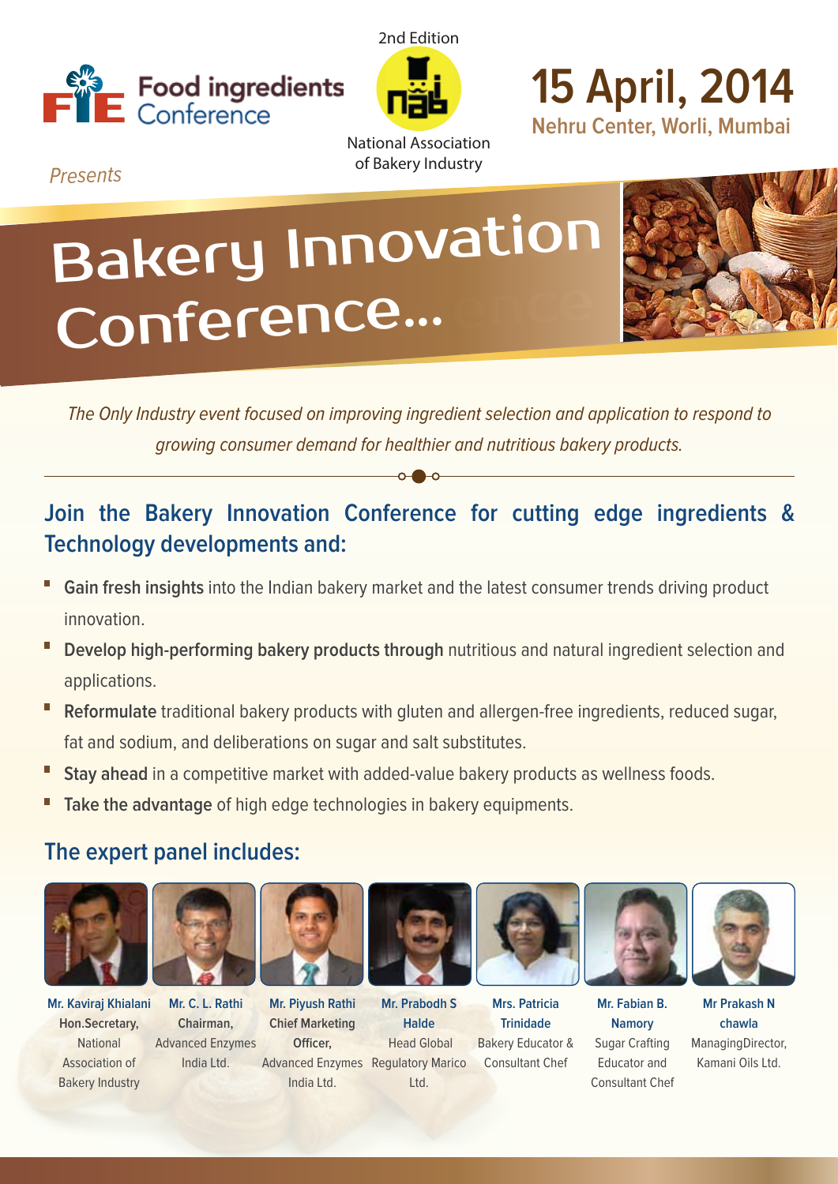Food ingredients Conference

2nd Edition

National Association of Bakery Industry

# 15 April, 2014

**Nehru Center, Worli, Mumbai**

*Presents*

# Bakery Innovation Conference...

*The Only Industry event focused on improving ingredient selection and application to respond to growing consumer demand for healthier and nutritious bakery products.*

## Join the Bakery Innovation Conference for cutting edge ingredients & Technology developments and:

- **Gain fresh insights** into the Indian bakery market and the latest consumer trends driving product innovation.
- **Develop high-performing bakery products through** nutritious and natural ingredient selection and applications.
- **Reformulate** traditional bakery products with gluten and allergen-free ingredients, reduced sugar, fat and sodium, and deliberations on sugar and salt substitutes.
- **Stay ahead** in a competitive market with added-value bakery products as wellness foods.
- **Take the advantage** of high edge technologies in bakery equipments.

## The expert panel includes:

- **Mr. Kaviraj Khialani** — **Hon.Secretary,** National Association of Bakery Industry
- **Mr. C. L. Rathi** — **Chairman,** Advanced Enzymes India Ltd.
- **Mr. Piyush Rathi** — **Chief Marketing Officer,** Advanced Enzymes India Ltd.
- **Mr. Prabodh S Halde** — Head Global Regulatory Marico Ltd.
- **Mrs. Patricia Trinidade** — Bakery Educator & Consultant Chef
- **Mr. Fabian B. Namory** — Sugar Crafting Educator and Consultant Chef
- **Mr Prakash N chawla** — ManagingDirector, Kamani Oils Ltd.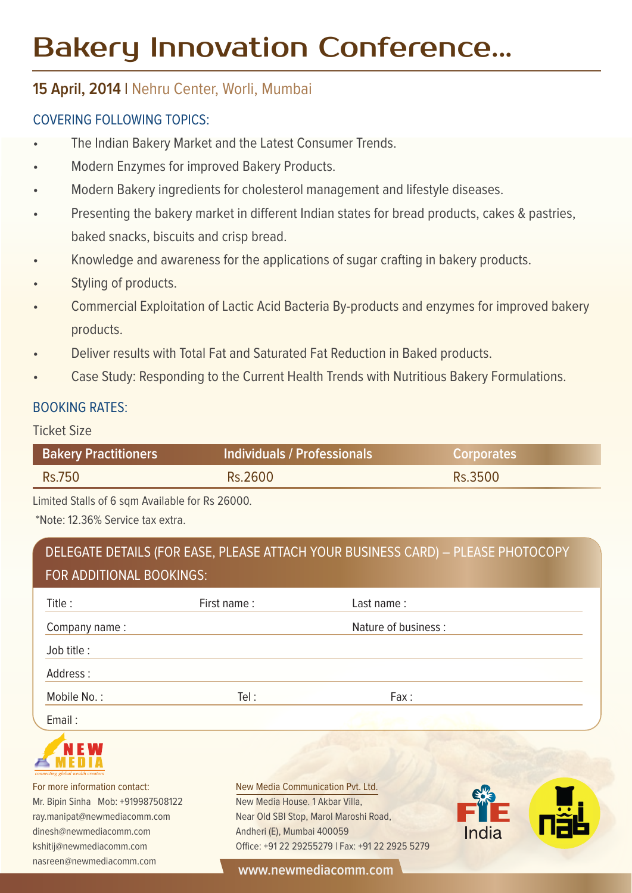# Bakery Innovation Conference...

**15 April, 2014** | Nehru Center, Worli, Mumbai

## COVERING FOLLOWING TOPICS:

- The Indian Bakery Market and the Latest Consumer Trends.
- Modern Enzymes for improved Bakery Products.
- Modern Bakery ingredients for cholesterol management and lifestyle diseases.
- Presenting the bakery market in different Indian states for bread products, cakes & pastries, baked snacks, biscuits and crisp bread.
- Knowledge and awareness for the applications of sugar crafting in bakery products.
- Styling of products.
- Commercial Exploitation of Lactic Acid Bacteria By-products and enzymes for improved bakery products.
- Deliver results with Total Fat and Saturated Fat Reduction in Baked products.
- Case Study: Responding to the Current Health Trends with Nutritious Bakery Formulations.

## BOOKING RATES:

Ticket Size

| Bakery Practitioners | Individuals / Professionals | Corporates |
|---|---|---|
| Rs.750 | Rs.2600 | Rs.3500 |

Limited Stalls of 6 sqm Available for Rs 26000.

*Note: 12.36% Service tax extra.

## DELEGATE DETAILS (FOR EASE, PLEASE ATTACH YOUR BUSINESS CARD) – PLEASE PHOTOCOPY FOR ADDITIONAL BOOKINGS:

Title : First name : Last name :

Company name : Nature of business :

Job title :

Address :

Mobile No. : Tel : Fax :

Email :

NEW MEDIA
connecting global wealth creators

For more information contact:
Mr. Bipin Sinha Mob: +919987508122
ray.manipat@newmediacomm.com
dinesh@newmediacomm.com
kshitij@newmediacomm.com
nasreen@newmediacomm.com

New Media Communication Pvt. Ltd.
New Media House. 1 Akbar Villa,
Near Old SBI Stop, Marol Maroshi Road,
Andheri (E), Mumbai 400059
Office: +91 22 29255279 | Fax: +91 22 2925 5279

FIE India

www.newmediacomm.com